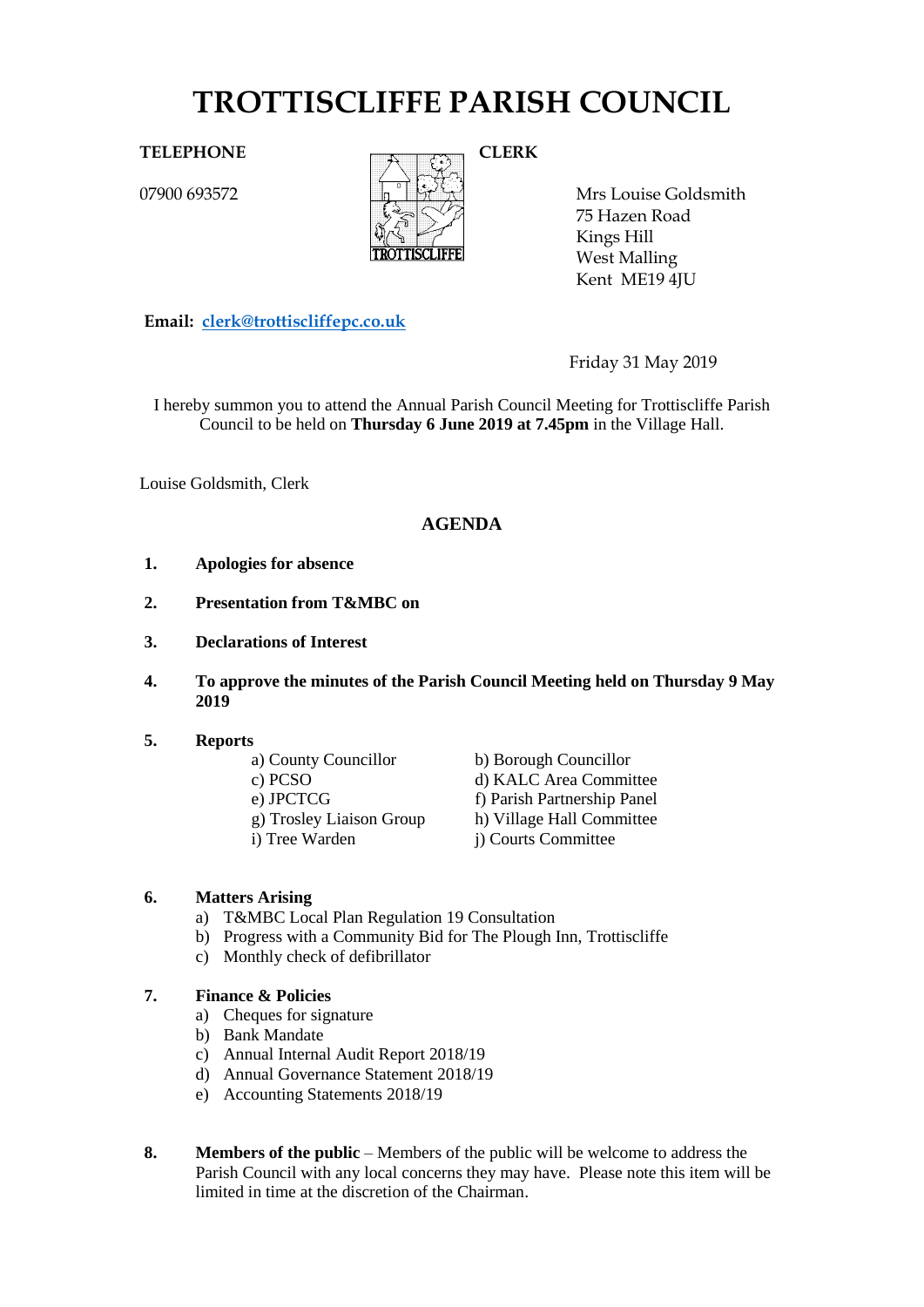# TROTTISCLIFFE PARISH COUNCIL

**TELEPHONE**

07900 693572

**CLERK**

Mrs Louise Goldsmith
75 Hazen Road
Kings Hill
West Malling
Kent ME19 4JU

**Email:** clerk@trottiscliffepc.co.uk

Friday 31 May 2019

I hereby summon you to attend the Annual Parish Council Meeting for Trottiscliffe Parish Council to be held on **Thursday 6 June 2019 at 7.45pm** in the Village Hall.

Louise Goldsmith, Clerk

## AGENDA

1. **Apologies for absence**

2. **Presentation from T&MBC on**

3. **Declarations of Interest**

4. **To approve the minutes of the Parish Council Meeting held on Thursday 9 May 2019**

5. **Reports**
   - a) County Councillor
   - b) Borough Councillor
   - c) PCSO
   - d) KALC Area Committee
   - e) JPCTCG
   - f) Parish Partnership Panel
   - g) Trosley Liaison Group
   - h) Village Hall Committee
   - i) Tree Warden
   - j) Courts Committee

6. **Matters Arising**
   - a) T&MBC Local Plan Regulation 19 Consultation
   - b) Progress with a Community Bid for The Plough Inn, Trottiscliffe
   - c) Monthly check of defibrillator

7. **Finance & Policies**
   - a) Cheques for signature
   - b) Bank Mandate
   - c) Annual Internal Audit Report 2018/19
   - d) Annual Governance Statement 2018/19
   - e) Accounting Statements 2018/19

8. **Members of the public** – Members of the public will be welcome to address the Parish Council with any local concerns they may have. Please note this item will be limited in time at the discretion of the Chairman.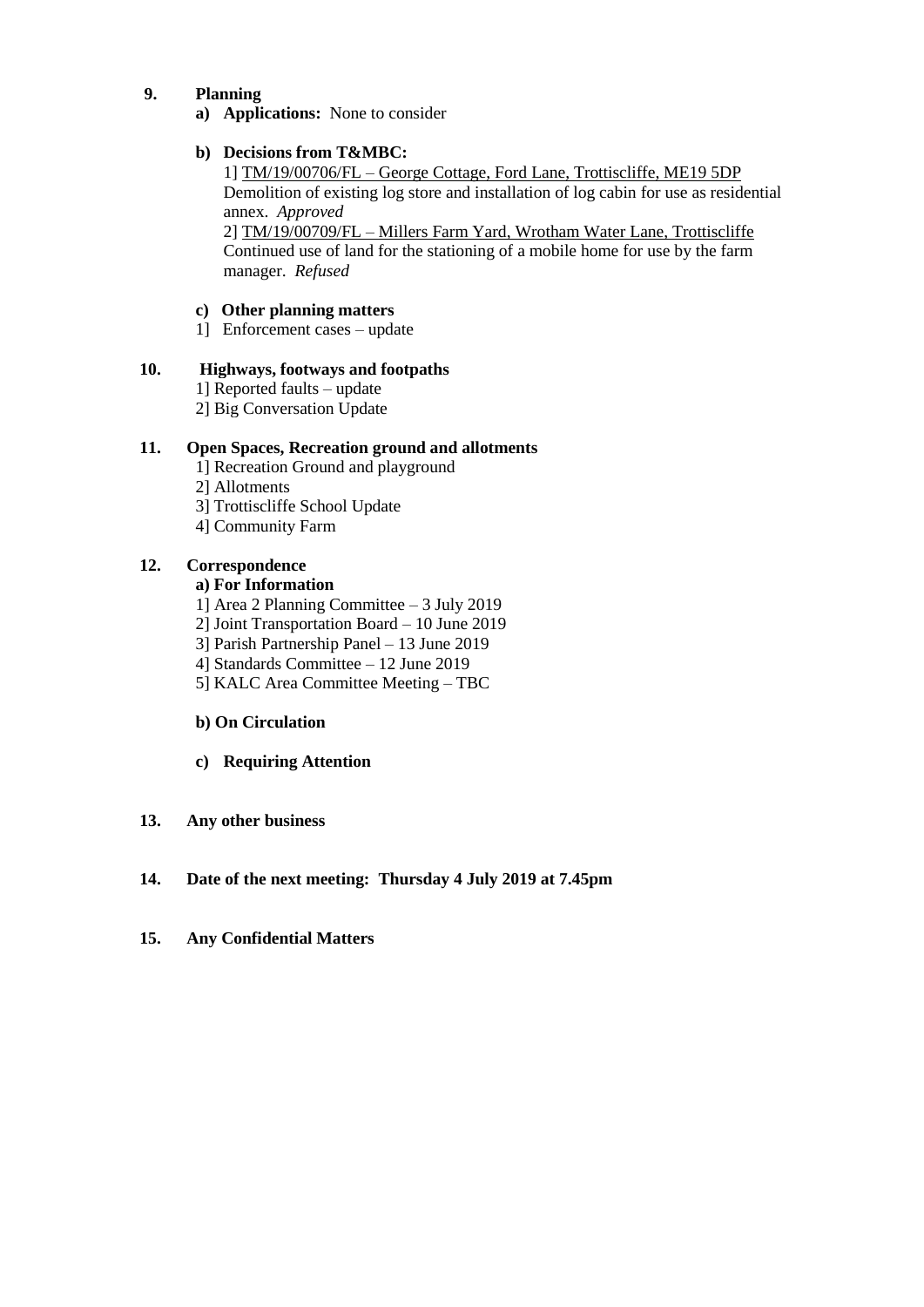**9. Planning**

**a) Applications:** None to consider

**b) Decisions from T&MBC:**

1] TM/19/00706/FL – George Cottage, Ford Lane, Trottiscliffe, ME19 5DP
Demolition of existing log store and installation of log cabin for use as residential annex. *Approved*

2] TM/19/00709/FL – Millers Farm Yard, Wrotham Water Lane, Trottiscliffe
Continued use of land for the stationing of a mobile home for use by the farm manager. *Refused*

**c) Other planning matters**

1] Enforcement cases – update

**10. Highways, footways and footpaths**

1] Reported faults – update
2] Big Conversation Update

**11. Open Spaces, Recreation ground and allotments**

1] Recreation Ground and playground
2] Allotments
3] Trottiscliffe School Update
4] Community Farm

**12. Correspondence**

**a) For Information**

1] Area 2 Planning Committee – 3 July 2019
2] Joint Transportation Board – 10 June 2019
3] Parish Partnership Panel – 13 June 2019
4] Standards Committee – 12 June 2019
5] KALC Area Committee Meeting – TBC

**b) On Circulation**

**c) Requiring Attention**

**13. Any other business**

**14. Date of the next meeting: Thursday 4 July 2019 at 7.45pm**

**15. Any Confidential Matters**